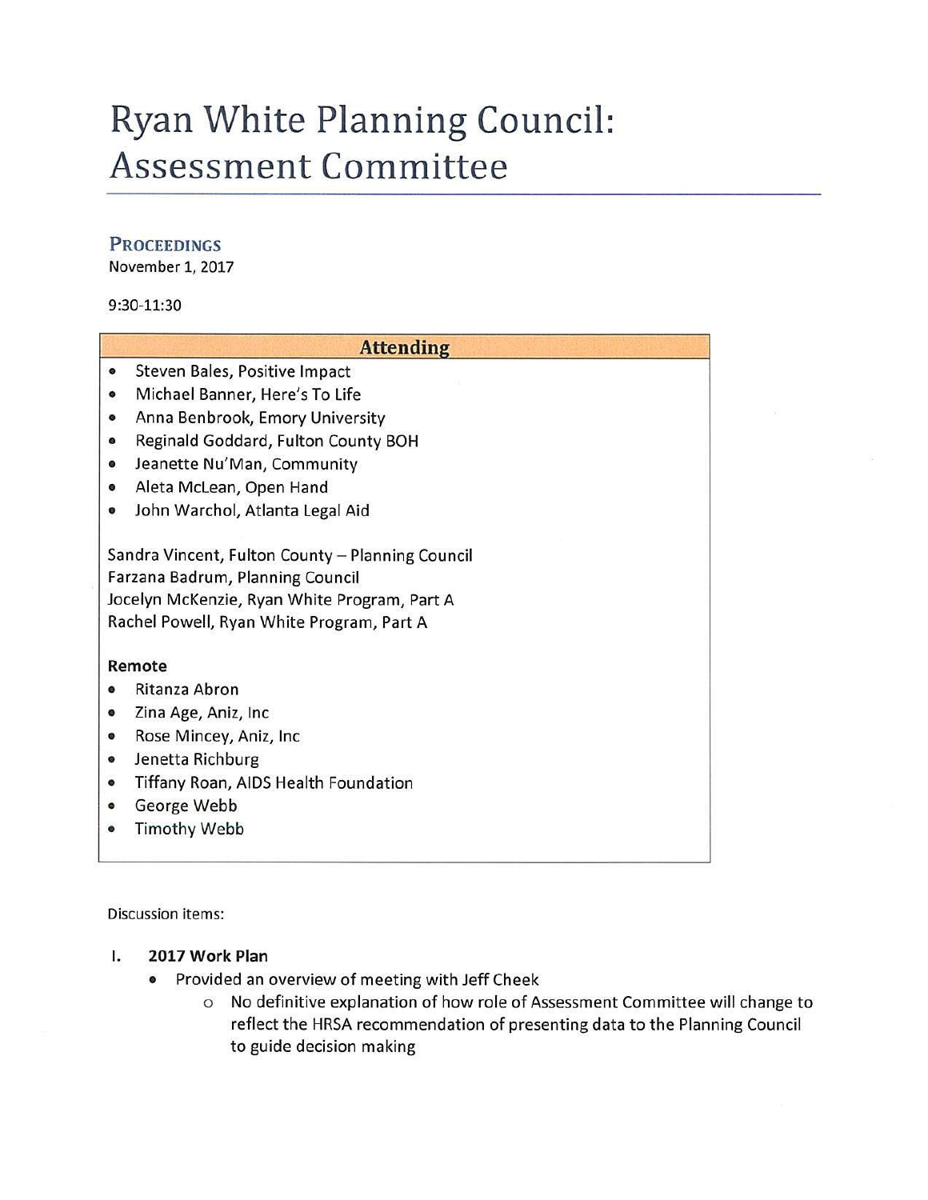# Ryan White Planning Council: Assessment Committee

## Proceedings

November 1, 2017

9:30-11:30

### Attending

- Steven Bales, Positive Impact
- Michael Banner, Here's To Life
- Anna Benbrook, Emory University
- Reginald Goddard, Fulton County BOH
- Jeanette Nu'Man, Community
- Aleta McLean, Open Hand
- John Warchol, Atlanta Legal Aid

Sandra Vincent, Fulton County – Planning Council
Farzana Badrum, Planning Council
Jocelyn McKenzie, Ryan White Program, Part A
Rachel Powell, Ryan White Program, Part A

**Remote**

- Ritanza Abron
- Zina Age, Aniz, Inc
- Rose Mincey, Aniz, Inc
- Jenetta Richburg
- Tiffany Roan, AIDS Health Foundation
- George Webb
- Timothy Webb

Discussion items:

I. **2017 Work Plan**
   - Provided an overview of meeting with Jeff Cheek
     - No definitive explanation of how role of Assessment Committee will change to reflect the HRSA recommendation of presenting data to the Planning Council to guide decision making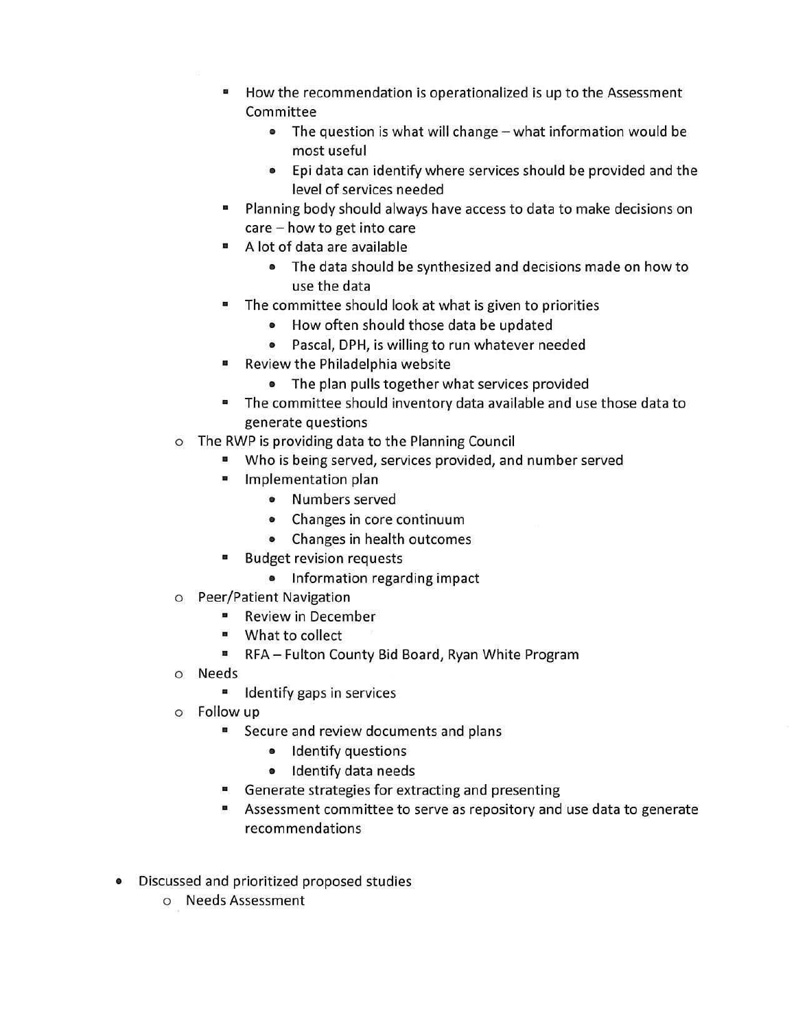- How the recommendation is operationalized is up to the Assessment Committee
      - The question is what will change – what information would be most useful
      - Epi data can identify where services should be provided and the level of services needed
    - Planning body should always have access to data to make decisions on care – how to get into care
    - A lot of data are available
      - The data should be synthesized and decisions made on how to use the data
    - The committee should look at what is given to priorities
      - How often should those data be updated
      - Pascal, DPH, is willing to run whatever needed
    - Review the Philadelphia website
      - The plan pulls together what services provided
    - The committee should inventory data available and use those data to generate questions
  - The RWP is providing data to the Planning Council
    - Who is being served, services provided, and number served
    - Implementation plan
      - Numbers served
      - Changes in core continuum
      - Changes in health outcomes
    - Budget revision requests
      - Information regarding impact
  - Peer/Patient Navigation
    - Review in December
    - What to collect
    - RFA – Fulton County Bid Board, Ryan White Program
  - Needs
    - Identify gaps in services
  - Follow up
    - Secure and review documents and plans
      - Identify questions
      - Identify data needs
    - Generate strategies for extracting and presenting
    - Assessment committee to serve as repository and use data to generate recommendations

- Discussed and prioritized proposed studies
  - Needs Assessment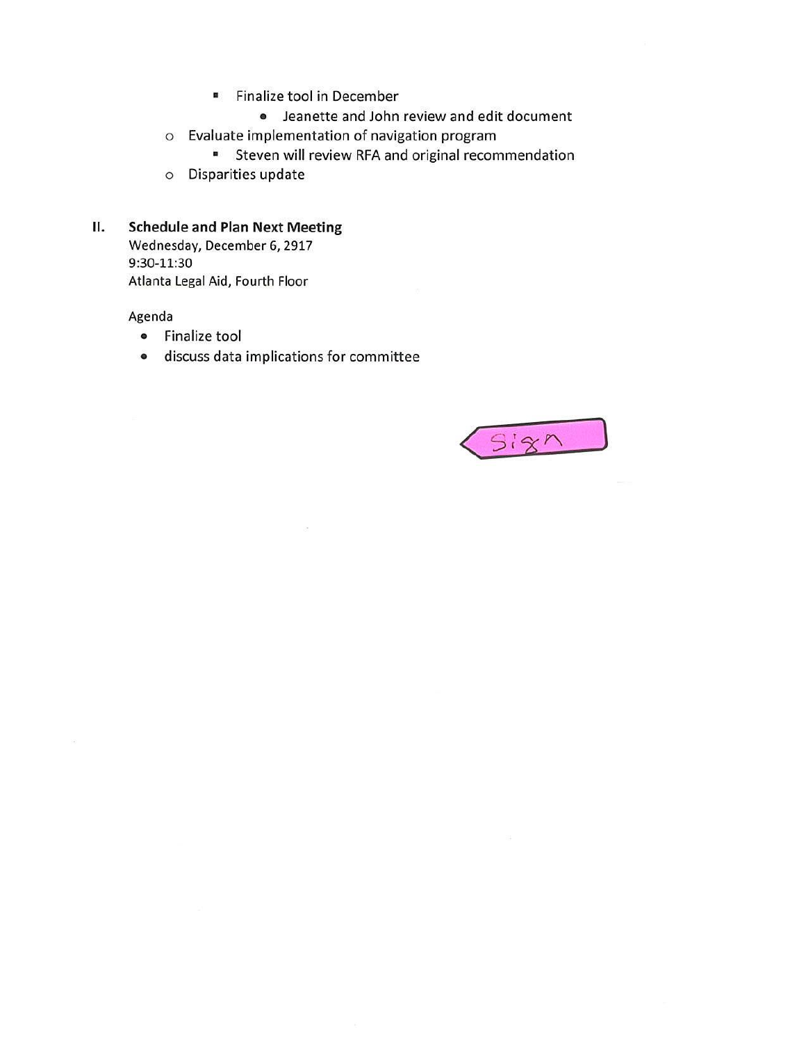- Finalize tool in December
  - Jeanette and John review and edit document
- Evaluate implementation of navigation program
  - Steven will review RFA and original recommendation
- Disparities update

## II. Schedule and Plan Next Meeting

Wednesday, December 6, 2917
9:30-11:30
Atlanta Legal Aid, Fourth Floor

Agenda

- Finalize tool
- discuss data implications for committee

Sign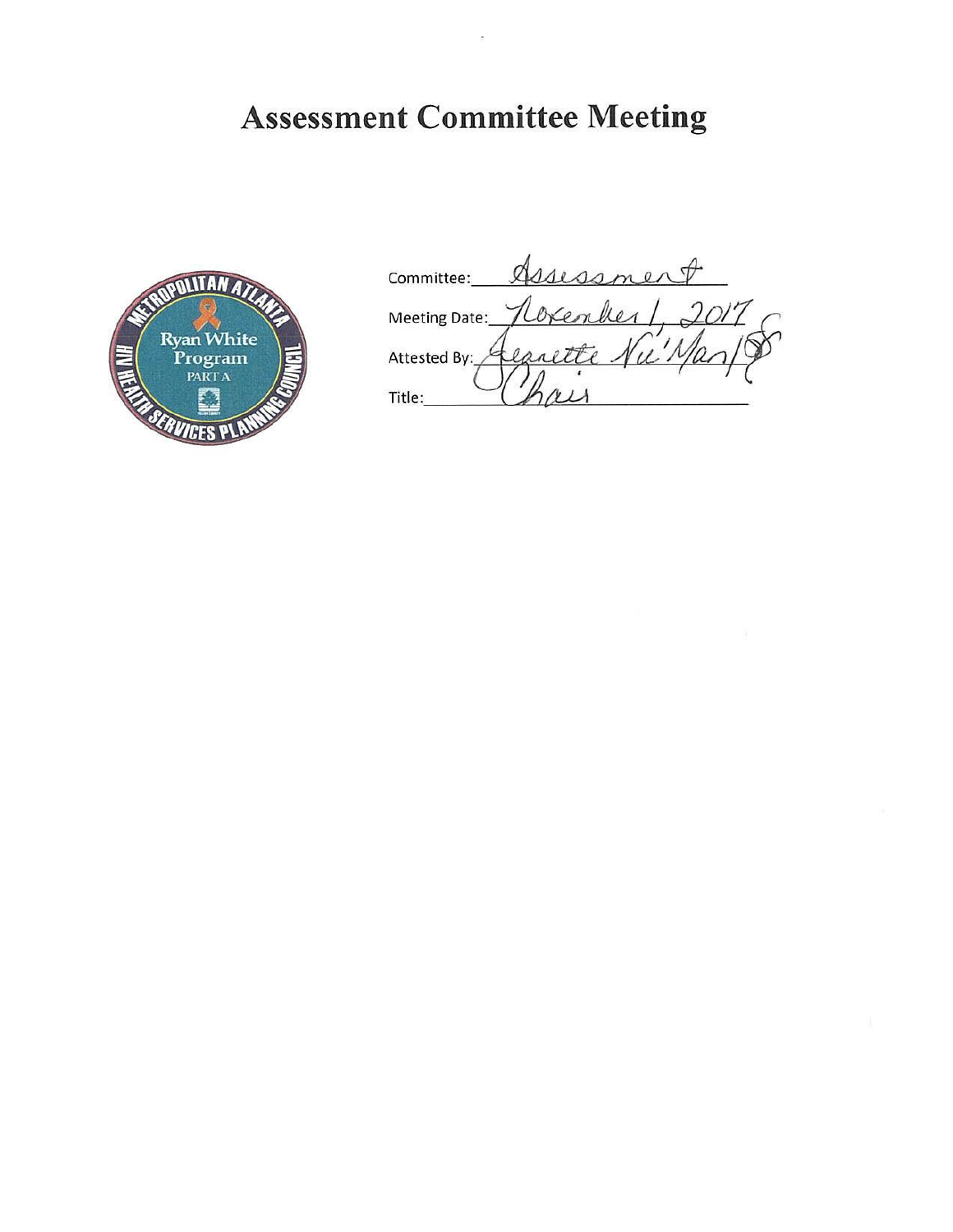# Assessment Committee Meeting

METROPOLITAN ATLANTA HIV HEALTH SERVICES PLANNING COUNCIL

Ryan White Program PART A

Committee: Assessment

Meeting Date: November 1, 2017

Attested By: Jeanette Nu'Man

Title: Chair